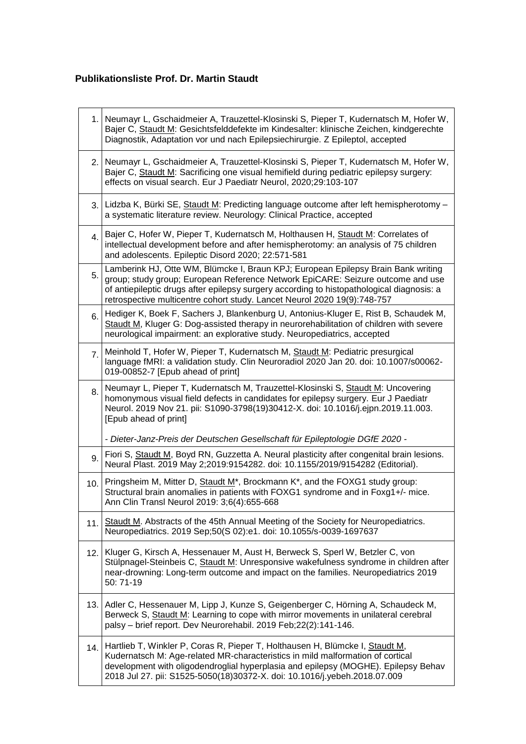**Publikationsliste Prof. Dr. Martin Staudt**

| | |
|---|---|
| 1. | Neumayr L, Gschaidmeier A, Trauzettel-Klosinski S, Pieper T, Kudernatsch M, Hofer W, Bajer C, Staudt M: Gesichtsfelddefekte im Kindesalter: klinische Zeichen, kindgerechte Diagnostik, Adaptation vor und nach Epilepsiechirurgie. Z Epileptol, accepted |
| 2. | Neumayr L, Gschaidmeier A, Trauzettel-Klosinski S, Pieper T, Kudernatsch M, Hofer W, Bajer C, Staudt M: Sacrificing one visual hemifield during pediatric epilepsy surgery: effects on visual search. Eur J Paediatr Neurol, 2020;29:103-107 |
| 3. | Lidzba K, Bürki SE, Staudt M: Predicting language outcome after left hemispherotomy – a systematic literature review. Neurology: Clinical Practice, accepted |
| 4. | Bajer C, Hofer W, Pieper T, Kudernatsch M, Holthausen H, Staudt M: Correlates of intellectual development before and after hemispherotomy: an analysis of 75 children and adolescents. Epileptic Disord 2020; 22:571-581 |
| 5. | Lamberink HJ, Otte WM, Blümcke I, Braun KPJ; European Epilepsy Brain Bank writing group; study group; European Reference Network EpiCARE: Seizure outcome and use of antiepileptic drugs after epilepsy surgery according to histopathological diagnosis: a retrospective multicentre cohort study. Lancet Neurol 2020 19(9):748-757 |
| 6. | Hediger K, Boek F, Sachers J, Blankenburg U, Antonius-Kluger E, Rist B, Schaudek M, Staudt M, Kluger G: Dog-assisted therapy in neurorehabilitation of children with severe neurological impairment: an explorative study. Neuropediatrics, accepted |
| 7. | Meinhold T, Hofer W, Pieper T, Kudernatsch M, Staudt M: Pediatric presurgical language fMRI: a validation study. Clin Neuroradiol 2020 Jan 20. doi: 10.1007/s00062-019-00852-7 [Epub ahead of print] |
| 8. | Neumayr L, Pieper T, Kudernatsch M, Trauzettel-Klosinski S, Staudt M: Uncovering homonymous visual field defects in candidates for epilepsy surgery. Eur J Paediatr Neurol. 2019 Nov 21. pii: S1090-3798(19)30412-X. doi: 10.1016/j.ejpn.2019.11.003. [Epub ahead of print]<br><br>*- Dieter-Janz-Preis der Deutschen Gesellschaft für Epileptologie DGfE 2020 -* |
| 9. | Fiori S, Staudt M, Boyd RN, Guzzetta A. Neural plasticity after congenital brain lesions. Neural Plast. 2019 May 2;2019:9154282. doi: 10.1155/2019/9154282 (Editorial). |
| 10. | Pringsheim M, Mitter D, Staudt M*, Brockmann K*, and the FOXG1 study group: Structural brain anomalies in patients with FOXG1 syndrome and in Foxg1+/- mice. Ann Clin Transl Neurol 2019: 3;6(4):655-668 |
| 11. | Staudt M. Abstracts of the 45th Annual Meeting of the Society for Neuropediatrics. Neuropediatrics. 2019 Sep;50(S 02):e1. doi: 10.1055/s-0039-1697637 |
| 12. | Kluger G, Kirsch A, Hessenauer M, Aust H, Berweck S, Sperl W, Betzler C, von Stülpnagel-Steinbeis C, Staudt M: Unresponsive wakefulness syndrome in children after near-drowning: Long-term outcome and impact on the families. Neuropediatrics 2019 50: 71-19 |
| 13. | Adler C, Hessenauer M, Lipp J, Kunze S, Geigenberger C, Hörning A, Schaudeck M, Berweck S, Staudt M: Learning to cope with mirror movements in unilateral cerebral palsy – brief report. Dev Neurorehabil. 2019 Feb;22(2):141-146. |
| 14. | Hartlieb T, Winkler P, Coras R, Pieper T, Holthausen H, Blümcke I, Staudt M, Kudernatsch M: Age-related MR-characteristics in mild malformation of cortical development with oligodendroglial hyperplasia and epilepsy (MOGHE). Epilepsy Behav 2018 Jul 27. pii: S1525-5050(18)30372-X. doi: 10.1016/j.yebeh.2018.07.009 |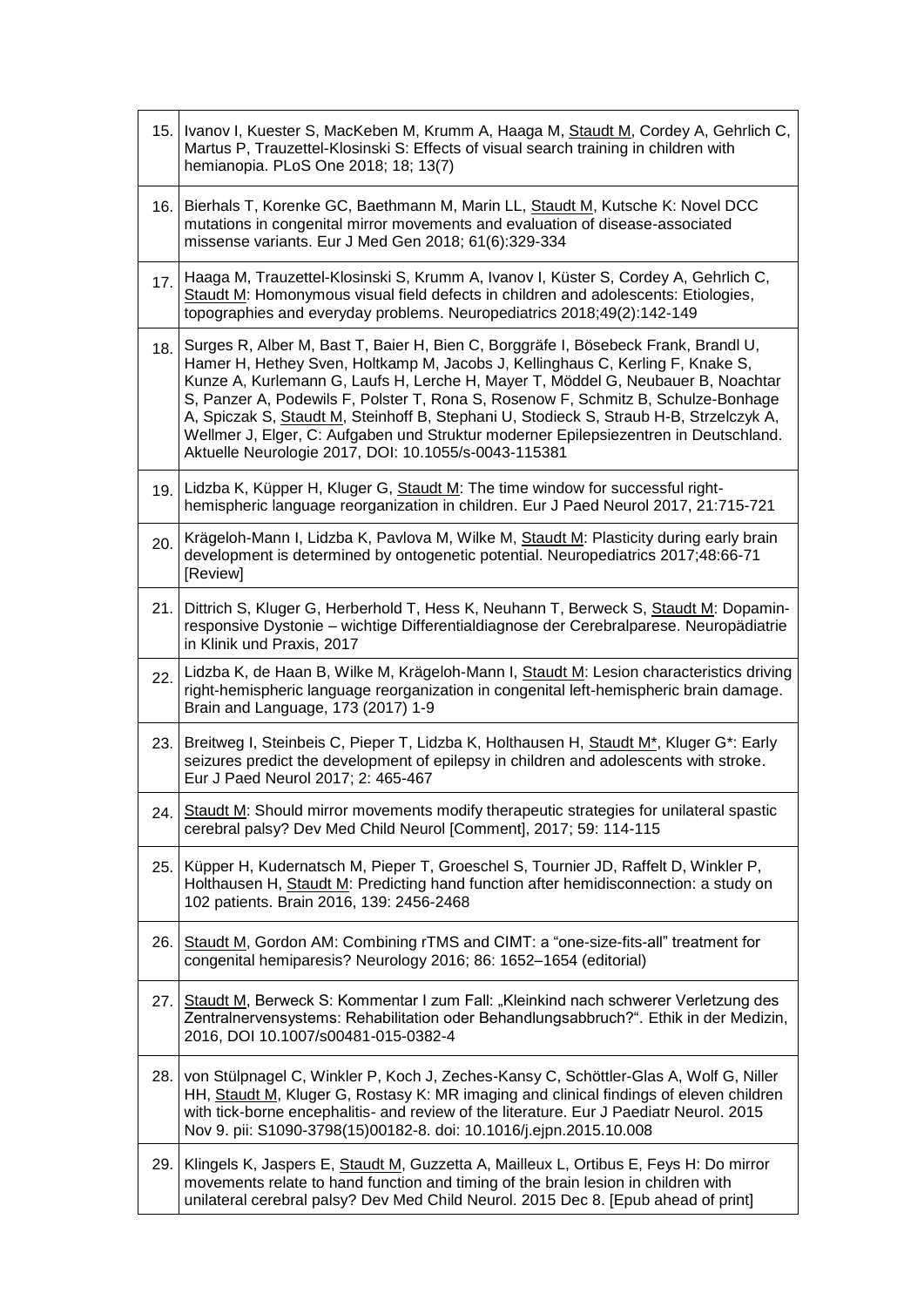| | |
|---|---|
| 15. | Ivanov I, Kuester S, MacKeben M, Krumm A, Haaga M, Staudt M, Cordey A, Gehrlich C, Martus P, Trauzettel-Klosinski S: Effects of visual search training in children with hemianopia. PLoS One 2018; 18; 13(7) |
| 16. | Bierhals T, Korenke GC, Baethmann M, Marin LL, Staudt M, Kutsche K: Novel DCC mutations in congenital mirror movements and evaluation of disease-associated missense variants. Eur J Med Gen 2018; 61(6):329-334 |
| 17. | Haaga M, Trauzettel-Klosinski S, Krumm A, Ivanov I, Küster S, Cordey A, Gehrlich C, Staudt M: Homonymous visual field defects in children and adolescents: Etiologies, topographies and everyday problems. Neuropediatrics 2018;49(2):142-149 |
| 18. | Surges R, Alber M, Bast T, Baier H, Bien C, Borggräfe I, Bösebeck Frank, Brandl U, Hamer H, Hethey Sven, Holtkamp M, Jacobs J, Kellinghaus C, Kerling F, Knake S, Kunze A, Kurlemann G, Laufs H, Lerche H, Mayer T, Möddel G, Neubauer B, Noachtar S, Panzer A, Podewils F, Polster T, Rona S, Rosenow F, Schmitz B, Schulze-Bonhage A, Spiczak S, Staudt M, Steinhoff B, Stephani U, Stodieck S, Straub H-B, Strzelczyk A, Wellmer J, Elger, C: Aufgaben und Struktur moderner Epilepsiezentren in Deutschland. Aktuelle Neurologie 2017, DOI: 10.1055/s-0043-115381 |
| 19. | Lidzba K, Küpper H, Kluger G, Staudt M: The time window for successful right-hemispheric language reorganization in children. Eur J Paed Neurol 2017, 21:715-721 |
| 20. | Krägeloh-Mann I, Lidzba K, Pavlova M, Wilke M, Staudt M: Plasticity during early brain development is determined by ontogenetic potential. Neuropediatrics 2017;48:66-71 [Review] |
| 21. | Dittrich S, Kluger G, Herberhold T, Hess K, Neuhann T, Berweck S, Staudt M: Dopamin-responsive Dystonie – wichtige Differentialdiagnose der Cerebralparese. Neuropädiatrie in Klinik und Praxis, 2017 |
| 22. | Lidzba K, de Haan B, Wilke M, Krägeloh-Mann I, Staudt M: Lesion characteristics driving right-hemispheric language reorganization in congenital left-hemispheric brain damage. Brain and Language, 173 (2017) 1-9 |
| 23. | Breitweg I, Steinbeis C, Pieper T, Lidzba K, Holthausen H, Staudt M*, Kluger G*: Early seizures predict the development of epilepsy in children and adolescents with stroke. Eur J Paed Neurol 2017; 2: 465-467 |
| 24. | Staudt M: Should mirror movements modify therapeutic strategies for unilateral spastic cerebral palsy? Dev Med Child Neurol [Comment], 2017; 59: 114-115 |
| 25. | Küpper H, Kudernatsch M, Pieper T, Groeschel S, Tournier JD, Raffelt D, Winkler P, Holthausen H, Staudt M: Predicting hand function after hemidisconnection: a study on 102 patients. Brain 2016, 139: 2456-2468 |
| 26. | Staudt M, Gordon AM: Combining rTMS and CIMT: a "one-size-fits-all" treatment for congenital hemiparesis? Neurology 2016; 86: 1652–1654 (editorial) |
| 27. | Staudt M, Berweck S: Kommentar I zum Fall: „Kleinkind nach schwerer Verletzung des Zentralnervensystems: Rehabilitation oder Behandlungsabbruch?". Ethik in der Medizin, 2016, DOI 10.1007/s00481-015-0382-4 |
| 28. | von Stülpnagel C, Winkler P, Koch J, Zeches-Kansy C, Schöttler-Glas A, Wolf G, Niller HH, Staudt M, Kluger G, Rostasy K: MR imaging and clinical findings of eleven children with tick-borne encephalitis- and review of the literature. Eur J Paediatr Neurol. 2015 Nov 9. pii: S1090-3798(15)00182-8. doi: 10.1016/j.ejpn.2015.10.008 |
| 29. | Klingels K, Jaspers E, Staudt M, Guzzetta A, Mailleux L, Ortibus E, Feys H: Do mirror movements relate to hand function and timing of the brain lesion in children with unilateral cerebral palsy? Dev Med Child Neurol. 2015 Dec 8. [Epub ahead of print] |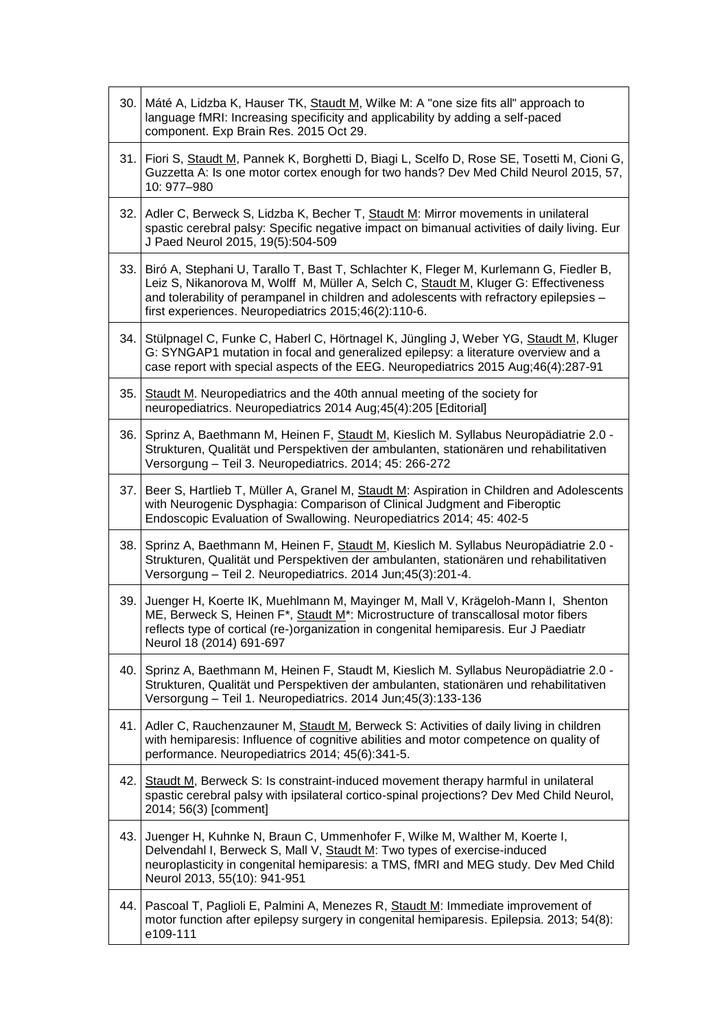| | |
|---|---|
| 30. | Máté A, Lidzba K, Hauser TK, Staudt M, Wilke M: A "one size fits all" approach to language fMRI: Increasing specificity and applicability by adding a self-paced component. Exp Brain Res. 2015 Oct 29. |
| 31. | Fiori S, Staudt M, Pannek K, Borghetti D, Biagi L, Scelfo D, Rose SE, Tosetti M, Cioni G, Guzzetta A: Is one motor cortex enough for two hands? Dev Med Child Neurol 2015, 57, 10: 977–980 |
| 32. | Adler C, Berweck S, Lidzba K, Becher T, Staudt M: Mirror movements in unilateral spastic cerebral palsy: Specific negative impact on bimanual activities of daily living. Eur J Paed Neurol 2015, 19(5):504-509 |
| 33. | Biró A, Stephani U, Tarallo T, Bast T, Schlachter K, Fleger M, Kurlemann G, Fiedler B, Leiz S, Nikanorova M, Wolff M, Müller A, Selch C, Staudt M, Kluger G: Effectiveness and tolerability of perampanel in children and adolescents with refractory epilepsies – first experiences. Neuropediatrics 2015;46(2):110-6. |
| 34. | Stülpnagel C, Funke C, Haberl C, Hörtnagel K, Jüngling J, Weber YG, Staudt M, Kluger G: SYNGAP1 mutation in focal and generalized epilepsy: a literature overview and a case report with special aspects of the EEG. Neuropediatrics 2015 Aug;46(4):287-91 |
| 35. | Staudt M. Neuropediatrics and the 40th annual meeting of the society for neuropediatrics. Neuropediatrics 2014 Aug;45(4):205 [Editorial] |
| 36. | Sprinz A, Baethmann M, Heinen F, Staudt M, Kieslich M. Syllabus Neuropädiatrie 2.0 - Strukturen, Qualität und Perspektiven der ambulanten, stationären und rehabilitativen Versorgung – Teil 3. Neuropediatrics. 2014; 45: 266-272 |
| 37. | Beer S, Hartlieb T, Müller A, Granel M, Staudt M: Aspiration in Children and Adolescents with Neurogenic Dysphagia: Comparison of Clinical Judgment and Fiberoptic Endoscopic Evaluation of Swallowing. Neuropediatrics 2014; 45: 402-5 |
| 38. | Sprinz A, Baethmann M, Heinen F, Staudt M, Kieslich M. Syllabus Neuropädiatrie 2.0 - Strukturen, Qualität und Perspektiven der ambulanten, stationären und rehabilitativen Versorgung – Teil 2. Neuropediatrics. 2014 Jun;45(3):201-4. |
| 39. | Juenger H, Koerte IK, Muehlmann M, Mayinger M, Mall V, Krägeloh-Mann I, Shenton ME, Berweck S, Heinen F*, Staudt M*: Microstructure of transcallosal motor fibers reflects type of cortical (re-)organization in congenital hemiparesis. Eur J Paediatr Neurol 18 (2014) 691-697 |
| 40. | Sprinz A, Baethmann M, Heinen F, Staudt M, Kieslich M. Syllabus Neuropädiatrie 2.0 - Strukturen, Qualität und Perspektiven der ambulanten, stationären und rehabilitativen Versorgung – Teil 1. Neuropediatrics. 2014 Jun;45(3):133-136 |
| 41. | Adler C, Rauchenzauner M, Staudt M, Berweck S: Activities of daily living in children with hemiparesis: Influence of cognitive abilities and motor competence on quality of performance. Neuropediatrics 2014; 45(6):341-5. |
| 42. | Staudt M, Berweck S: Is constraint-induced movement therapy harmful in unilateral spastic cerebral palsy with ipsilateral cortico-spinal projections? Dev Med Child Neurol, 2014; 56(3) [comment] |
| 43. | Juenger H, Kuhnke N, Braun C, Ummenhofer F, Wilke M, Walther M, Koerte I, Delvendahl I, Berweck S, Mall V, Staudt M: Two types of exercise-induced neuroplasticity in congenital hemiparesis: a TMS, fMRI and MEG study. Dev Med Child Neurol 2013, 55(10): 941-951 |
| 44. | Pascoal T, Paglioli E, Palmini A, Menezes R, Staudt M: Immediate improvement of motor function after epilepsy surgery in congenital hemiparesis. Epilepsia. 2013; 54(8): e109-111 |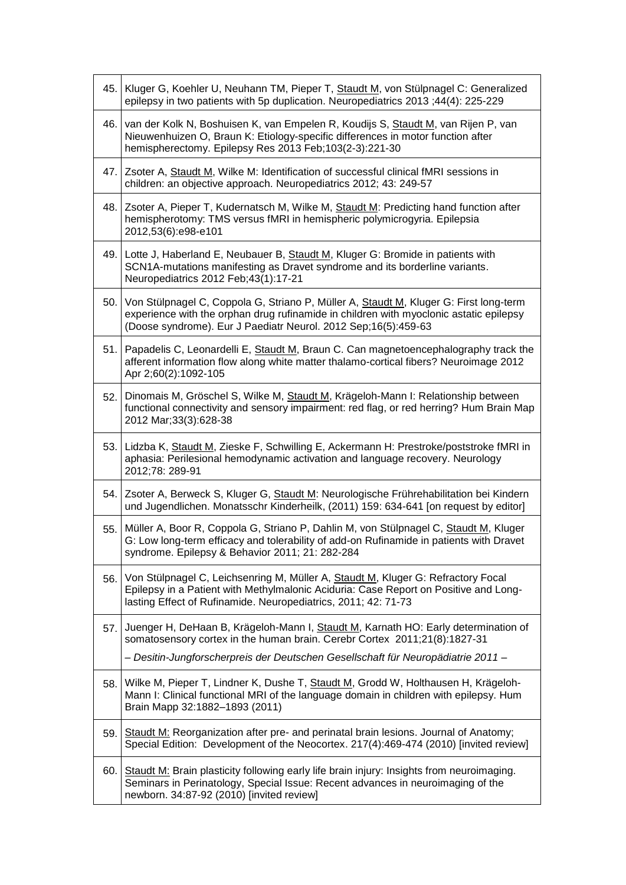| | |
|---|---|
| 45. | Kluger G, Koehler U, Neuhann TM, Pieper T, Staudt M, von Stülpnagel C: Generalized epilepsy in two patients with 5p duplication. Neuropediatrics 2013 ;44(4): 225-229 |
| 46. | van der Kolk N, Boshuisen K, van Empelen R, Koudijs S, Staudt M, van Rijen P, van Nieuwenhuizen O, Braun K: Etiology-specific differences in motor function after hemispherectomy. Epilepsy Res 2013 Feb;103(2-3):221-30 |
| 47. | Zsoter A, Staudt M, Wilke M: Identification of successful clinical fMRI sessions in children: an objective approach. Neuropediatrics 2012; 43: 249-57 |
| 48. | Zsoter A, Pieper T, Kudernatsch M, Wilke M, Staudt M: Predicting hand function after hemispherotomy: TMS versus fMRI in hemispheric polymicrogyria. Epilepsia 2012,53(6):e98-e101 |
| 49. | Lotte J, Haberland E, Neubauer B, Staudt M, Kluger G: Bromide in patients with SCN1A-mutations manifesting as Dravet syndrome and its borderline variants. Neuropediatrics 2012 Feb;43(1):17-21 |
| 50. | Von Stülpnagel C, Coppola G, Striano P, Müller A, Staudt M, Kluger G: First long-term experience with the orphan drug rufinamide in children with myoclonic astatic epilepsy (Doose syndrome). Eur J Paediatr Neurol. 2012 Sep;16(5):459-63 |
| 51. | Papadelis C, Leonardelli E, Staudt M, Braun C. Can magnetoencephalography track the afferent information flow along white matter thalamo-cortical fibers? Neuroimage 2012 Apr 2;60(2):1092-105 |
| 52. | Dinomais M, Gröschel S, Wilke M, Staudt M, Krägeloh-Mann I: Relationship between functional connectivity and sensory impairment: red flag, or red herring? Hum Brain Map 2012 Mar;33(3):628-38 |
| 53. | Lidzba K, Staudt M, Zieske F, Schwilling E, Ackermann H: Prestroke/poststroke fMRI in aphasia: Perilesional hemodynamic activation and language recovery. Neurology 2012;78: 289-91 |
| 54. | Zsoter A, Berweck S, Kluger G, Staudt M: Neurologische Frührehabilitation bei Kindern und Jugendlichen. Monatsschr Kinderheilk, (2011) 159: 634-641 [on request by editor] |
| 55. | Müller A, Boor R, Coppola G, Striano P, Dahlin M, von Stülpnagel C, Staudt M, Kluger G: Low long-term efficacy and tolerability of add-on Rufinamide in patients with Dravet syndrome. Epilepsy & Behavior 2011; 21: 282-284 |
| 56. | Von Stülpnagel C, Leichsenring M, Müller A, Staudt M, Kluger G: Refractory Focal Epilepsy in a Patient with Methylmalonic Aciduria: Case Report on Positive and Long-lasting Effect of Rufinamide. Neuropediatrics, 2011; 42: 71-73 |
| 57. | Juenger H, DeHaan B, Krägeloh-Mann I, Staudt M, Karnath HO: Early determination of somatosensory cortex in the human brain. Cerebr Cortex 2011;21(8):1827-31 <br> *– Desitin-Jungforscherpreis der Deutschen Gesellschaft für Neuropädiatrie 2011 –* |
| 58. | Wilke M, Pieper T, Lindner K, Dushe T, Staudt M, Grodd W, Holthausen H, Krägeloh-Mann I: Clinical functional MRI of the language domain in children with epilepsy. Hum Brain Mapp 32:1882–1893 (2011) |
| 59. | Staudt M: Reorganization after pre- and perinatal brain lesions. Journal of Anatomy; Special Edition: Development of the Neocortex. 217(4):469-474 (2010) [invited review] |
| 60. | Staudt M: Brain plasticity following early life brain injury: Insights from neuroimaging. Seminars in Perinatology, Special Issue: Recent advances in neuroimaging of the newborn. 34:87-92 (2010) [invited review] |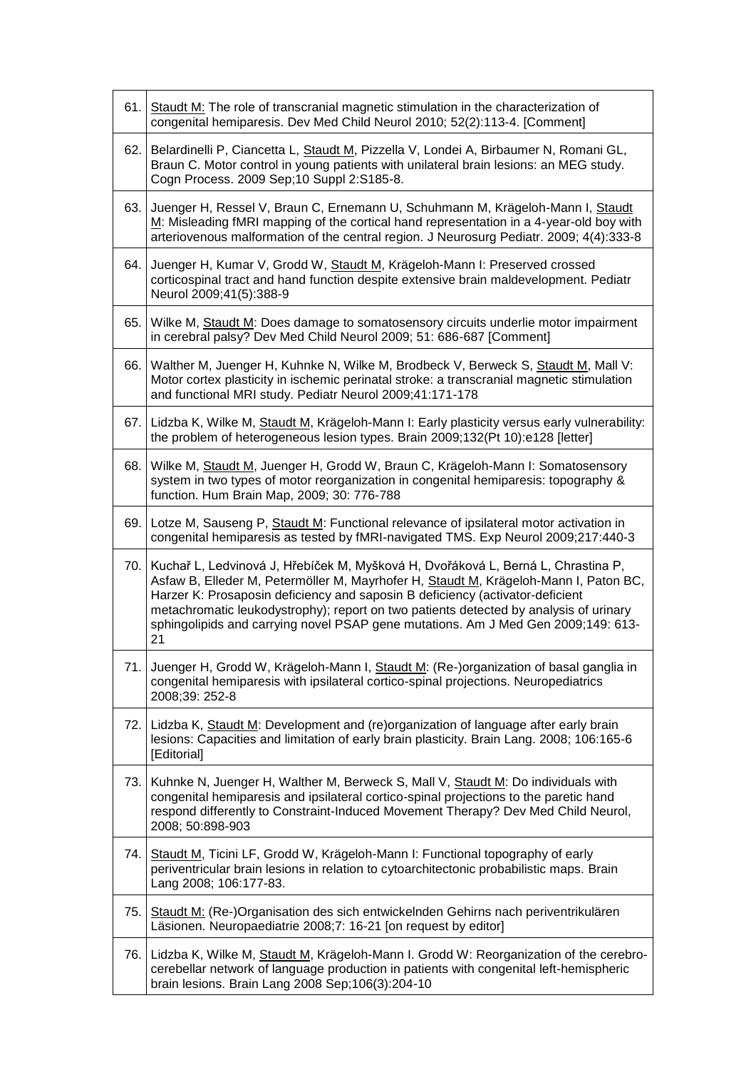| | |
|---|---|
| 61. | Staudt M: The role of transcranial magnetic stimulation in the characterization of congenital hemiparesis. Dev Med Child Neurol 2010; 52(2):113-4. [Comment] |
| 62. | Belardinelli P, Ciancetta L, Staudt M, Pizzella V, Londei A, Birbaumer N, Romani GL, Braun C. Motor control in young patients with unilateral brain lesions: an MEG study. Cogn Process. 2009 Sep;10 Suppl 2:S185-8. |
| 63. | Juenger H, Ressel V, Braun C, Ernemann U, Schuhmann M, Krägeloh-Mann I, Staudt M: Misleading fMRI mapping of the cortical hand representation in a 4-year-old boy with arteriovenous malformation of the central region. J Neurosurg Pediatr. 2009; 4(4):333-8 |
| 64. | Juenger H, Kumar V, Grodd W, Staudt M, Krägeloh-Mann I: Preserved crossed corticospinal tract and hand function despite extensive brain maldevelopment. Pediatr Neurol 2009;41(5):388-9 |
| 65. | Wilke M, Staudt M: Does damage to somatosensory circuits underlie motor impairment in cerebral palsy? Dev Med Child Neurol 2009; 51: 686-687 [Comment] |
| 66. | Walther M, Juenger H, Kuhnke N, Wilke M, Brodbeck V, Berweck S, Staudt M, Mall V: Motor cortex plasticity in ischemic perinatal stroke: a transcranial magnetic stimulation and functional MRI study. Pediatr Neurol 2009;41:171-178 |
| 67. | Lidzba K, Wilke M, Staudt M, Krägeloh-Mann I: Early plasticity versus early vulnerability: the problem of heterogeneous lesion types. Brain 2009;132(Pt 10):e128 [letter] |
| 68. | Wilke M, Staudt M, Juenger H, Grodd W, Braun C, Krägeloh-Mann I: Somatosensory system in two types of motor reorganization in congenital hemiparesis: topography & function. Hum Brain Map, 2009; 30: 776-788 |
| 69. | Lotze M, Sauseng P, Staudt M: Functional relevance of ipsilateral motor activation in congenital hemiparesis as tested by fMRI-navigated TMS. Exp Neurol 2009;217:440-3 |
| 70. | Kuchař L, Ledvinová J, Hřebíček M, Myšková H, Dvořáková L, Berná L, Chrastina P, Asfaw B, Elleder M, Petermöller M, Mayrhofer H, Staudt M, Krägeloh-Mann I, Paton BC, Harzer K: Prosaposin deficiency and saposin B deficiency (activator-deficient metachromatic leukodystrophy); report on two patients detected by analysis of urinary sphingolipids and carrying novel PSAP gene mutations. Am J Med Gen 2009;149: 613-21 |
| 71. | Juenger H, Grodd W, Krägeloh-Mann I, Staudt M: (Re-)organization of basal ganglia in congenital hemiparesis with ipsilateral cortico-spinal projections. Neuropediatrics 2008;39: 252-8 |
| 72. | Lidzba K, Staudt M: Development and (re)organization of language after early brain lesions: Capacities and limitation of early brain plasticity. Brain Lang. 2008; 106:165-6 [Editorial] |
| 73. | Kuhnke N, Juenger H, Walther M, Berweck S, Mall V, Staudt M: Do individuals with congenital hemiparesis and ipsilateral cortico-spinal projections to the paretic hand respond differently to Constraint-Induced Movement Therapy? Dev Med Child Neurol, 2008; 50:898-903 |
| 74. | Staudt M, Ticini LF, Grodd W, Krägeloh-Mann I: Functional topography of early periventricular brain lesions in relation to cytoarchitectonic probabilistic maps. Brain Lang 2008; 106:177-83. |
| 75. | Staudt M: (Re-)Organisation des sich entwickelnden Gehirns nach periventrikulären Läsionen. Neuropaediatrie 2008;7: 16-21 [on request by editor] |
| 76. | Lidzba K, Wilke M, Staudt M, Krägeloh-Mann I. Grodd W: Reorganization of the cerebro-cerebellar network of language production in patients with congenital left-hemispheric brain lesions. Brain Lang 2008 Sep;106(3):204-10 |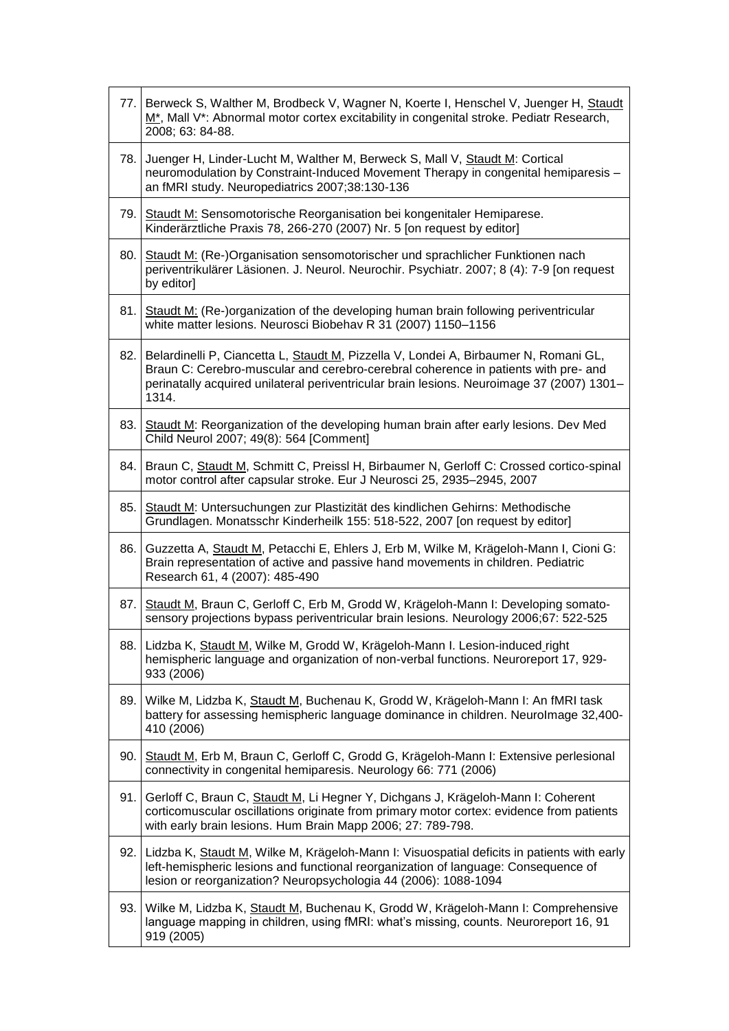| | |
|---|---|
| 77. | Berweck S, Walther M, Brodbeck V, Wagner N, Koerte I, Henschel V, Juenger H, Staudt M*, Mall V*: Abnormal motor cortex excitability in congenital stroke. Pediatr Research, 2008; 63: 84-88. |
| 78. | Juenger H, Linder-Lucht M, Walther M, Berweck S, Mall V, Staudt M: Cortical neuromodulation by Constraint-Induced Movement Therapy in congenital hemiparesis – an fMRI study. Neuropediatrics 2007;38:130-136 |
| 79. | Staudt M: Sensomotorische Reorganisation bei kongenitaler Hemiparese. Kinderärztliche Praxis 78, 266-270 (2007) Nr. 5 [on request by editor] |
| 80. | Staudt M: (Re-)Organisation sensomotorischer und sprachlicher Funktionen nach periventrikulärer Läsionen. J. Neurol. Neurochir. Psychiatr. 2007; 8 (4): 7-9 [on request by editor] |
| 81. | Staudt M: (Re-)organization of the developing human brain following periventricular white matter lesions. Neurosci Biobehav R 31 (2007) 1150–1156 |
| 82. | Belardinelli P, Ciancetta L, Staudt M, Pizzella V, Londei A, Birbaumer N, Romani GL, Braun C: Cerebro-muscular and cerebro-cerebral coherence in patients with pre- and perinatally acquired unilateral periventricular brain lesions. Neuroimage 37 (2007) 1301–1314. |
| 83. | Staudt M: Reorganization of the developing human brain after early lesions. Dev Med Child Neurol 2007; 49(8): 564 [Comment] |
| 84. | Braun C, Staudt M, Schmitt C, Preissl H, Birbaumer N, Gerloff C: Crossed cortico-spinal motor control after capsular stroke. Eur J Neurosci 25, 2935–2945, 2007 |
| 85. | Staudt M: Untersuchungen zur Plastizität des kindlichen Gehirns: Methodische Grundlagen. Monatsschr Kinderheilk 155: 518-522, 2007 [on request by editor] |
| 86. | Guzzetta A, Staudt M, Petacchi E, Ehlers J, Erb M, Wilke M, Krägeloh-Mann I, Cioni G: Brain representation of active and passive hand movements in children. Pediatric Research 61, 4 (2007): 485-490 |
| 87. | Staudt M, Braun C, Gerloff C, Erb M, Grodd W, Krägeloh-Mann I: Developing somato-sensory projections bypass periventricular brain lesions. Neurology 2006;67: 522-525 |
| 88. | Lidzba K, Staudt M, Wilke M, Grodd W, Krägeloh-Mann I. Lesion-induced right hemispheric language and organization of non-verbal functions. Neuroreport 17, 929-933 (2006) |
| 89. | Wilke M, Lidzba K, Staudt M, Buchenau K, Grodd W, Krägeloh-Mann I: An fMRI task battery for assessing hemispheric language dominance in children. NeuroImage 32,400-410 (2006) |
| 90. | Staudt M, Erb M, Braun C, Gerloff C, Grodd G, Krägeloh-Mann I: Extensive perlesional connectivity in congenital hemiparesis. Neurology 66: 771 (2006) |
| 91. | Gerloff C, Braun C, Staudt M, Li Hegner Y, Dichgans J, Krägeloh-Mann I: Coherent corticomuscular oscillations originate from primary motor cortex: evidence from patients with early brain lesions. Hum Brain Mapp 2006; 27: 789-798. |
| 92. | Lidzba K, Staudt M, Wilke M, Krägeloh-Mann I: Visuospatial deficits in patients with early left-hemispheric lesions and functional reorganization of language: Consequence of lesion or reorganization? Neuropsychologia 44 (2006): 1088-1094 |
| 93. | Wilke M, Lidzba K, Staudt M, Buchenau K, Grodd W, Krägeloh-Mann I: Comprehensive language mapping in children, using fMRI: what's missing, counts. Neuroreport 16, 91 919 (2005) |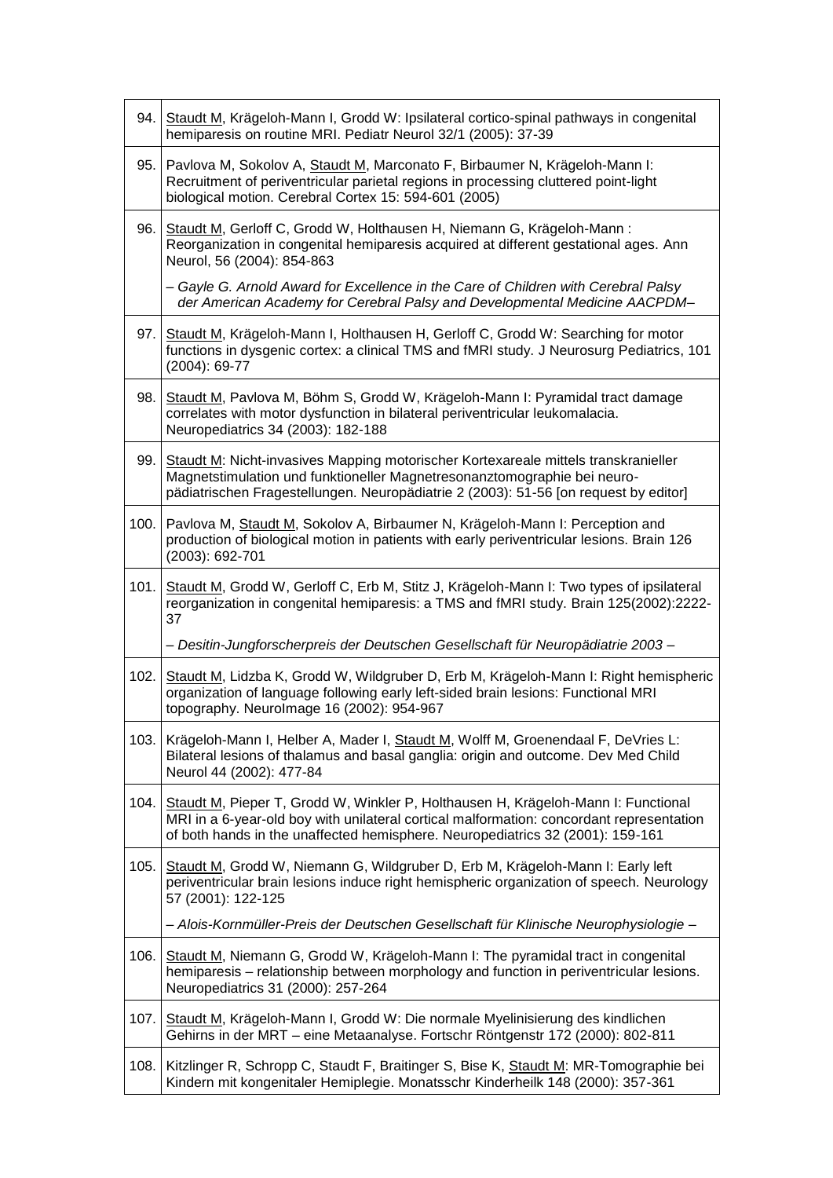| | |
|---|---|
| 94. | Staudt M, Krägeloh-Mann I, Grodd W: Ipsilateral cortico-spinal pathways in congenital hemiparesis on routine MRI. Pediatr Neurol 32/1 (2005): 37-39 |
| 95. | Pavlova M, Sokolov A, Staudt M, Marconato F, Birbaumer N, Krägeloh-Mann I: Recruitment of periventricular parietal regions in processing cluttered point-light biological motion. Cerebral Cortex 15: 594-601 (2005) |
| 96. | Staudt M, Gerloff C, Grodd W, Holthausen H, Niemann G, Krägeloh-Mann : Reorganization in congenital hemiparesis acquired at different gestational ages. Ann Neurol, 56 (2004): 854-863 |
| | *– Gayle G. Arnold Award for Excellence in the Care of Children with Cerebral Palsy der American Academy for Cerebral Palsy and Developmental Medicine AACPDM–* |
| 97. | Staudt M, Krägeloh-Mann I, Holthausen H, Gerloff C, Grodd W: Searching for motor functions in dysgenic cortex: a clinical TMS and fMRI study. J Neurosurg Pediatrics, 101 (2004): 69-77 |
| 98. | Staudt M, Pavlova M, Böhm S, Grodd W, Krägeloh-Mann I: Pyramidal tract damage correlates with motor dysfunction in bilateral periventricular leukomalacia. Neuropediatrics 34 (2003): 182-188 |
| 99. | Staudt M: Nicht-invasives Mapping motorischer Kortexareale mittels transkranieller Magnetstimulation und funktioneller Magnetresonanztomographie bei neuro-pädiatrischen Fragestellungen. Neuropädiatrie 2 (2003): 51-56 [on request by editor] |
| 100. | Pavlova M, Staudt M, Sokolov A, Birbaumer N, Krägeloh-Mann I: Perception and production of biological motion in patients with early periventricular lesions. Brain 126 (2003): 692-701 |
| 101. | Staudt M, Grodd W, Gerloff C, Erb M, Stitz J, Krägeloh-Mann I: Two types of ipsilateral reorganization in congenital hemiparesis: a TMS and fMRI study. Brain 125(2002):2222-37 |
| | *– Desitin-Jungforscherpreis der Deutschen Gesellschaft für Neuropädiatrie 2003 –* |
| 102. | Staudt M, Lidzba K, Grodd W, Wildgruber D, Erb M, Krägeloh-Mann I: Right hemispheric organization of language following early left-sided brain lesions: Functional MRI topography. NeuroImage 16 (2002): 954-967 |
| 103. | Krägeloh-Mann I, Helber A, Mader I, Staudt M, Wolff M, Groenendaal F, DeVries L: Bilateral lesions of thalamus and basal ganglia: origin and outcome. Dev Med Child Neurol 44 (2002): 477-84 |
| 104. | Staudt M, Pieper T, Grodd W, Winkler P, Holthausen H, Krägeloh-Mann I: Functional MRI in a 6-year-old boy with unilateral cortical malformation: concordant representation of both hands in the unaffected hemisphere. Neuropediatrics 32 (2001): 159-161 |
| 105. | Staudt M, Grodd W, Niemann G, Wildgruber D, Erb M, Krägeloh-Mann I: Early left periventricular brain lesions induce right hemispheric organization of speech. Neurology 57 (2001): 122-125 |
| | *– Alois-Kornmüller-Preis der Deutschen Gesellschaft für Klinische Neurophysiologie –* |
| 106. | Staudt M, Niemann G, Grodd W, Krägeloh-Mann I: The pyramidal tract in congenital hemiparesis – relationship between morphology and function in periventricular lesions. Neuropediatrics 31 (2000): 257-264 |
| 107. | Staudt M, Krägeloh-Mann I, Grodd W: Die normale Myelinisierung des kindlichen Gehirns in der MRT – eine Metaanalyse. Fortschr Röntgenstr 172 (2000): 802-811 |
| 108. | Kitzlinger R, Schropp C, Staudt F, Braitinger S, Bise K, Staudt M: MR-Tomographie bei Kindern mit kongenitaler Hemiplegie. Monatsschr Kinderheilk 148 (2000): 357-361 |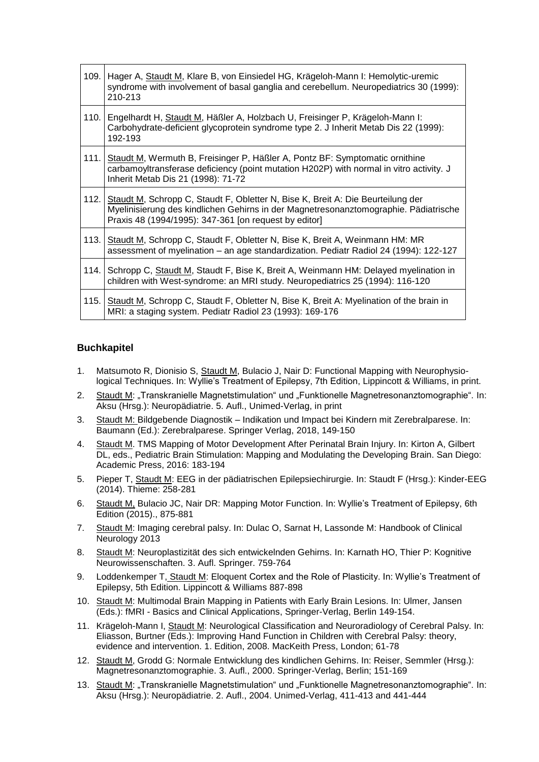| | |
|---|---|
| 109. | Hager A, Staudt M, Klare B, von Einsiedel HG, Krägeloh-Mann I: Hemolytic-uremic syndrome with involvement of basal ganglia and cerebellum. Neuropediatrics 30 (1999): 210-213 |
| 110. | Engelhardt H, Staudt M, Häßler A, Holzbach U, Freisinger P, Krägeloh-Mann I: Carbohydrate-deficient glycoprotein syndrome type 2. J Inherit Metab Dis 22 (1999): 192-193 |
| 111. | Staudt M, Wermuth B, Freisinger P, Häßler A, Pontz BF: Symptomatic ornithine carbamoyltransferase deficiency (point mutation H202P) with normal in vitro activity. J Inherit Metab Dis 21 (1998): 71-72 |
| 112. | Staudt M, Schropp C, Staudt F, Obletter N, Bise K, Breit A: Die Beurteilung der Myelinisierung des kindlichen Gehirns in der Magnetresonanztomographie. Pädiatrische Praxis 48 (1994/1995): 347-361 [on request by editor] |
| 113. | Staudt M, Schropp C, Staudt F, Obletter N, Bise K, Breit A, Weinmann HM: MR assessment of myelination – an age standardization. Pediatr Radiol 24 (1994): 122-127 |
| 114. | Schropp C, Staudt M, Staudt F, Bise K, Breit A, Weinmann HM: Delayed myelination in children with West-syndrome: an MRI study. Neuropediatrics 25 (1994): 116-120 |
| 115. | Staudt M, Schropp C, Staudt F, Obletter N, Bise K, Breit A: Myelination of the brain in MRI: a staging system. Pediatr Radiol 23 (1993): 169-176 |

## Buchkapitel

1. Matsumoto R, Dionisio S, Staudt M, Bulacio J, Nair D: Functional Mapping with Neurophysiological Techniques. In: Wyllie's Treatment of Epilepsy, 7th Edition, Lippincott & Williams, in print.
2. Staudt M: „Transkranielle Magnetstimulation" und „Funktionelle Magnetresonanztomographie". In: Aksu (Hrsg.): Neuropädiatrie. 5. Aufl., Unimed-Verlag, in print
3. Staudt M: Bildgebende Diagnostik – Indikation und Impact bei Kindern mit Zerebralparese. In: Baumann (Ed.): Zerebralparese. Springer Verlag, 2018, 149-150
4. Staudt M. TMS Mapping of Motor Development After Perinatal Brain Injury. In: Kirton A, Gilbert DL, eds., Pediatric Brain Stimulation: Mapping and Modulating the Developing Brain. San Diego: Academic Press, 2016: 183-194
5. Pieper T, Staudt M: EEG in der pädiatrischen Epilepsiechirurgie. In: Staudt F (Hrsg.): Kinder-EEG (2014). Thieme: 258-281
6. Staudt M, Bulacio JC, Nair DR: Mapping Motor Function. In: Wyllie's Treatment of Epilepsy, 6th Edition (2015)., 875-881
7. Staudt M: Imaging cerebral palsy. In: Dulac O, Sarnat H, Lassonde M: Handbook of Clinical Neurology 2013
8. Staudt M: Neuroplastizität des sich entwickelnden Gehirns. In: Karnath HO, Thier P: Kognitive Neurowissenschaften. 3. Aufl. Springer. 759-764
9. Loddenkemper T, Staudt M: Eloquent Cortex and the Role of Plasticity. In: Wyllie's Treatment of Epilepsy, 5th Edition. Lippincott & Williams 887-898
10. Staudt M: Multimodal Brain Mapping in Patients with Early Brain Lesions. In: Ulmer, Jansen (Eds.): fMRI - Basics and Clinical Applications, Springer-Verlag, Berlin 149-154.
11. Krägeloh-Mann I, Staudt M: Neurological Classification and Neuroradiology of Cerebral Palsy. In: Eliasson, Burtner (Eds.): Improving Hand Function in Children with Cerebral Palsy: theory, evidence and intervention. 1. Edition, 2008. MacKeith Press, London; 61-78
12. Staudt M, Grodd G: Normale Entwicklung des kindlichen Gehirns. In: Reiser, Semmler (Hrsg.): Magnetresonanztomographie. 3. Aufl., 2000. Springer-Verlag, Berlin; 151-169
13. Staudt M: „Transkranielle Magnetstimulation" und „Funktionelle Magnetresonanztomographie". In: Aksu (Hrsg.): Neuropädiatrie. 2. Aufl., 2004. Unimed-Verlag, 411-413 and 441-444